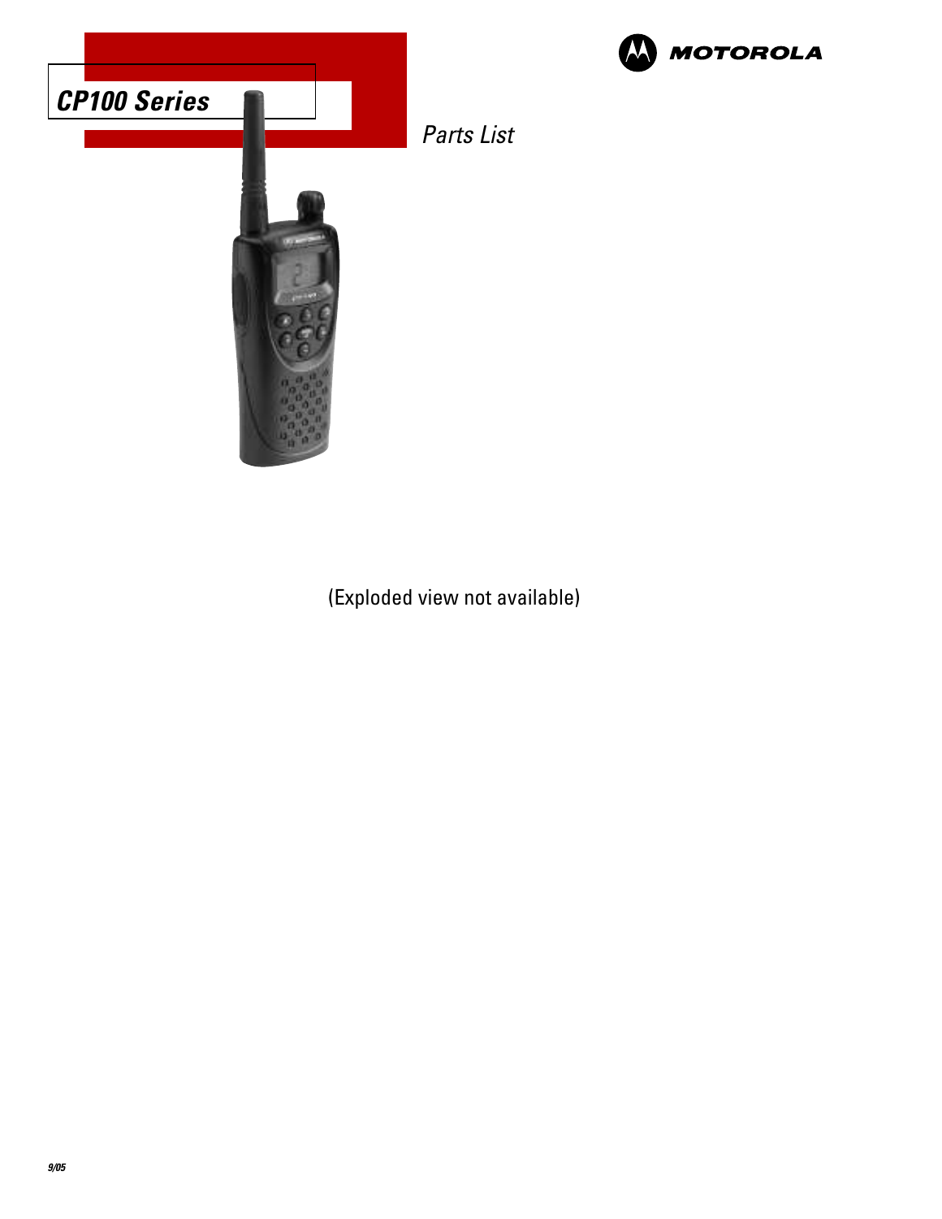# CP100 Series

MOTOROLA

*Parts List*

(Exploded view not available)

9/05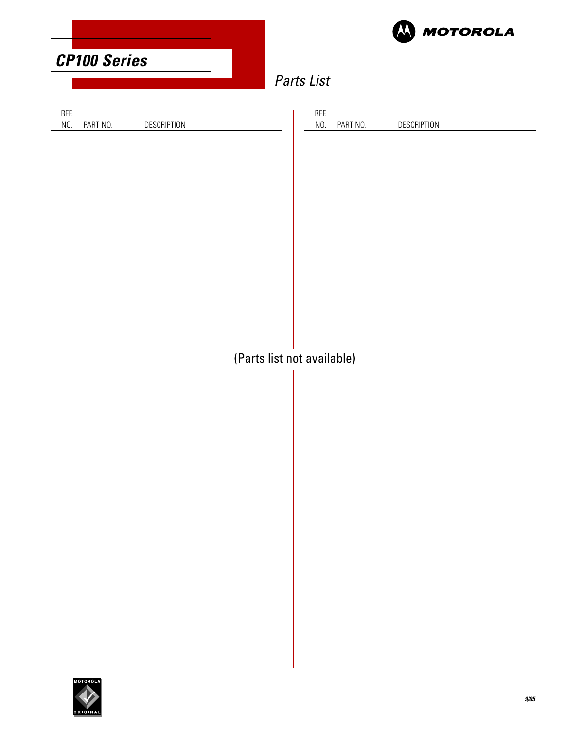# CP100 Series

## Parts List

| REF. NO. | PART NO. | DESCRIPTION |
|---|---|---|

(Parts list not available)

9/05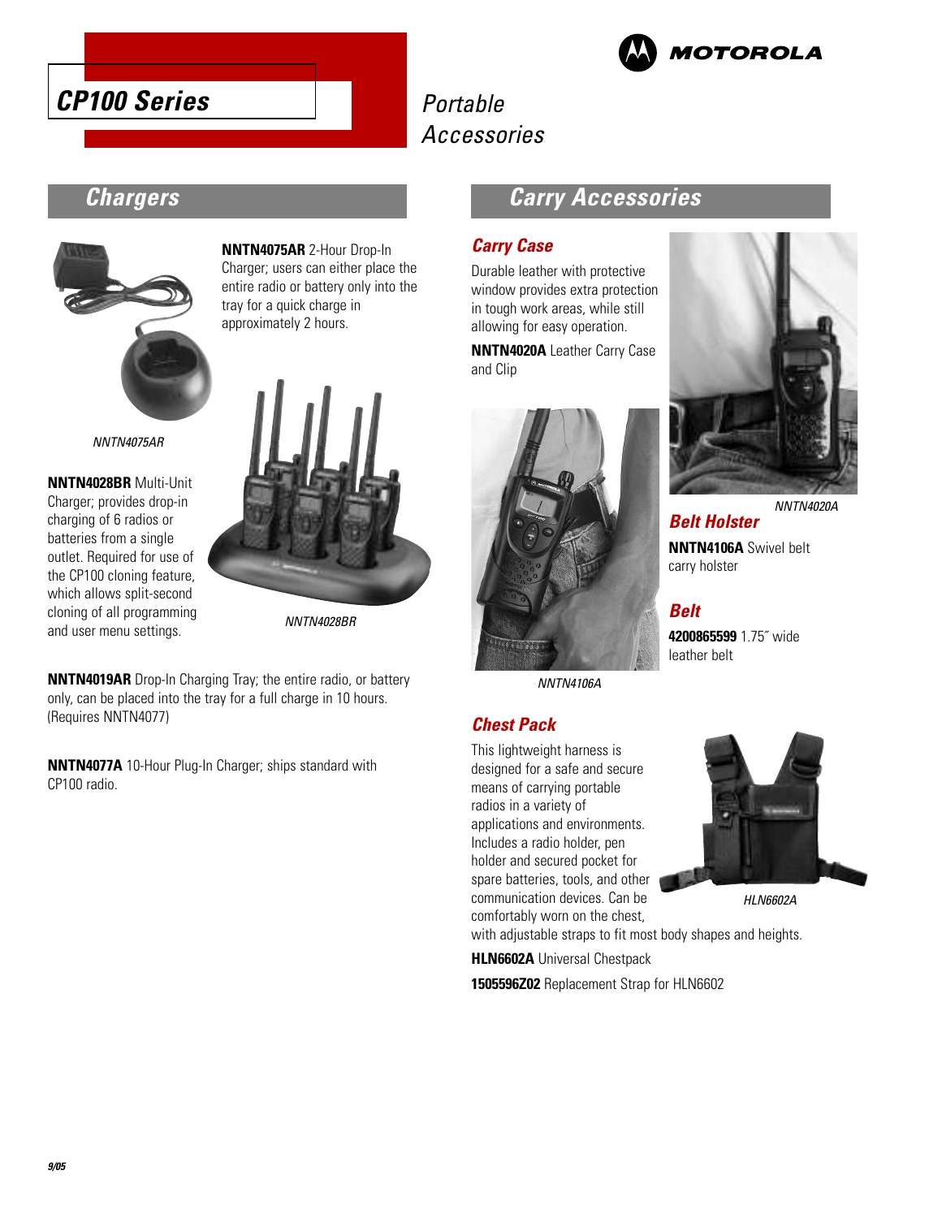# CP100 Series

Portable Accessories

## Chargers

**NNTN4075AR** 2-Hour Drop-In Charger; users can either place the entire radio or battery only into the tray for a quick charge in approximately 2 hours.

*NNTN4075AR*

**NNTN4028BR** Multi-Unit Charger; provides drop-in charging of 6 radios or batteries from a single outlet. Required for use of the CP100 cloning feature, which allows split-second cloning of all programming and user menu settings.

*NNTN4028BR*

**NNTN4019AR** Drop-In Charging Tray; the entire radio, or battery only, can be placed into the tray for a full charge in 10 hours. (Requires NNTN4077)

**NNTN4077A** 10-Hour Plug-In Charger; ships standard with CP100 radio.

## Carry Accessories

### Carry Case

Durable leather with protective window provides extra protection in tough work areas, while still allowing for easy operation.

**NNTN4020A** Leather Carry Case and Clip

*NNTN4020A*

*NNTN4106A*

### Belt Holster

**NNTN4106A** Swivel belt carry holster

### Belt

**4200865599** 1.75˝ wide leather belt

### Chest Pack

This lightweight harness is designed for a safe and secure means of carrying portable radios in a variety of applications and environments. Includes a radio holder, pen holder and secured pocket for spare batteries, tools, and other communication devices. Can be comfortably worn on the chest, with adjustable straps to fit most body shapes and heights.

*HLN6602A*

**HLN6602A** Universal Chestpack

**1505596Z02** Replacement Strap for HLN6602

9/05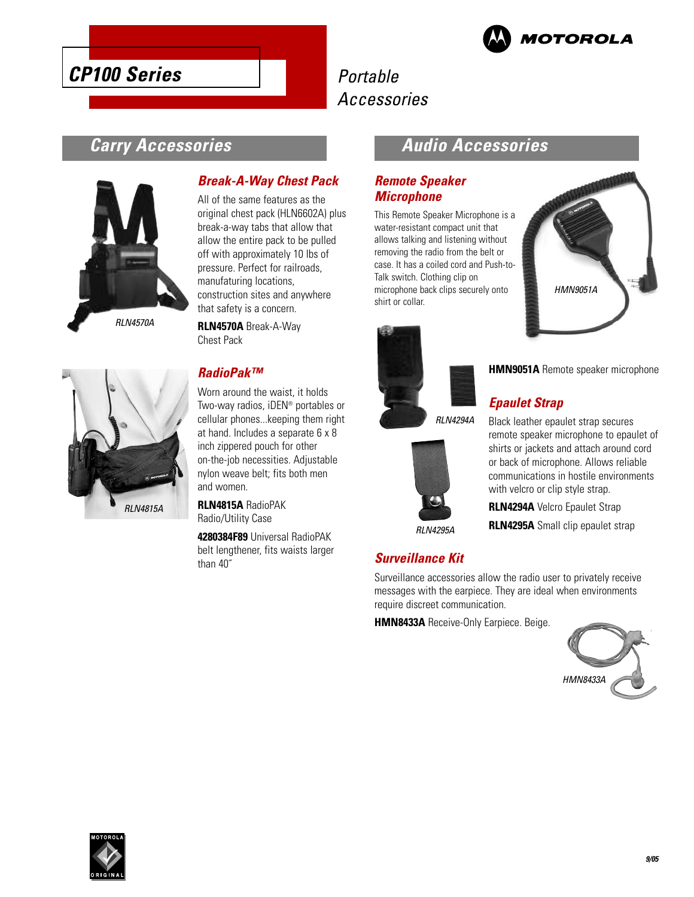# CP100 Series

## Portable Accessories

## Carry Accessories

### Break-A-Way Chest Pack

All of the same features as the original chest pack (HLN6602A) plus break-a-way tabs that allow that allow the entire pack to be pulled off with approximately 10 lbs of pressure. Perfect for railroads, manufaturing locations, construction sites and anywhere that safety is a concern.

RLN4570A

**RLN4570A** Break-A-Way Chest Pack

### RadioPak™

Worn around the waist, it holds Two-way radios, iDEN® portables or cellular phones...keeping them right at hand. Includes a separate 6 x 8 inch zippered pouch for other on-the-job necessities. Adjustable nylon weave belt; fits both men and women.

RLN4815A

**RLN4815A** RadioPAK Radio/Utility Case

**4280384F89** Universal RadioPAK belt lengthener, fits waists larger than 40″

## Audio Accessories

### Remote Speaker Microphone

This Remote Speaker Microphone is a water-resistant compact unit that allows talking and listening without removing the radio from the belt or case. It has a coiled cord and Push-to-Talk switch. Clothing clip on microphone back clips securely onto shirt or collar.

HMN9051A

**HMN9051A** Remote speaker microphone

### Epaulet Strap

Black leather epaulet strap secures remote speaker microphone to epaulet of shirts or jackets and attach around cord or back of microphone. Allows reliable communications in hostile environments with velcro or clip style strap.

RLN4294A

RLN4295A

**RLN4294A** Velcro Epaulet Strap

**RLN4295A** Small clip epaulet strap

### Surveillance Kit

Surveillance accessories allow the radio user to privately receive messages with the earpiece. They are ideal when environments require discreet communication.

**HMN8433A** Receive-Only Earpiece. Beige.

HMN8433A

9/05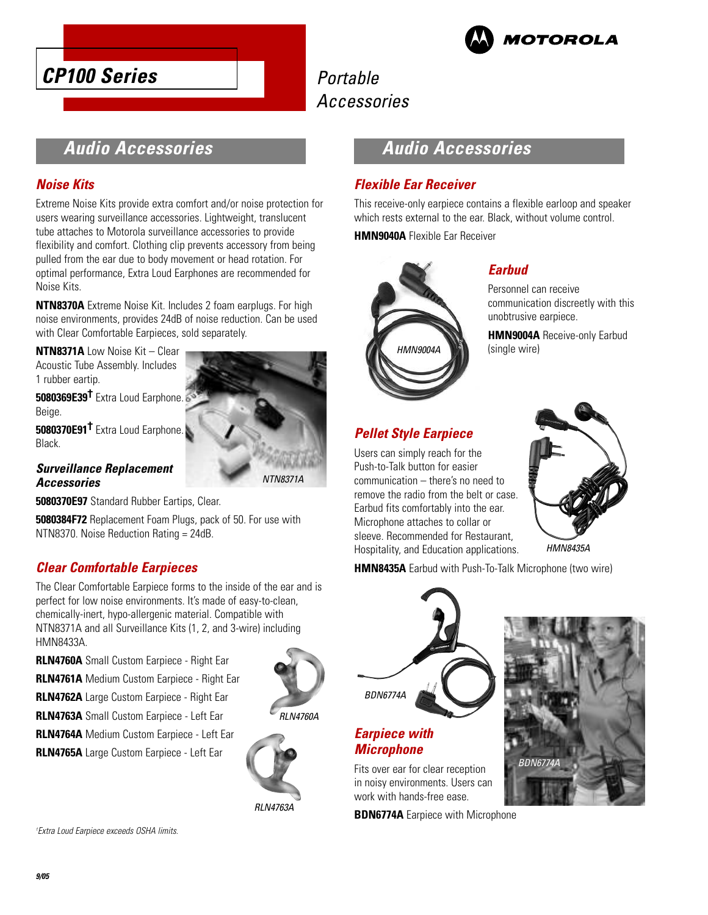# CP100 Series

# Portable Accessories

## Audio Accessories

### Noise Kits

Extreme Noise Kits provide extra comfort and/or noise protection for users wearing surveillance accessories. Lightweight, translucent tube attaches to Motorola surveillance accessories to provide flexibility and comfort. Clothing clip prevents accessory from being pulled from the ear due to body movement or head rotation. For optimal performance, Extra Loud Earphones are recommended for Noise Kits.

**NTN8370A** Extreme Noise Kit. Includes 2 foam earplugs. For high noise environments, provides 24dB of noise reduction. Can be used with Clear Comfortable Earpieces, sold separately.

**NTN8371A** Low Noise Kit – Clear Acoustic Tube Assembly. Includes 1 rubber eartip.

**5080369E39†** Extra Loud Earphone. Beige.

**5080370E91†** Extra Loud Earphone. Black.

NTN8371A

### Surveillance Replacement Accessories

**5080370E97** Standard Rubber Eartips, Clear.

**5080384F72** Replacement Foam Plugs, pack of 50. For use with NTN8370. Noise Reduction Rating = 24dB.

### Clear Comfortable Earpieces

The Clear Comfortable Earpiece forms to the inside of the ear and is perfect for low noise environments. It's made of easy-to-clean, chemically-inert, hypo-allergenic material. Compatible with NTN8371A and all Surveillance Kits (1, 2, and 3-wire) including HMN8433A.

**RLN4760A** Small Custom Earpiece - Right Ear

**RLN4761A** Medium Custom Earpiece - Right Ear

**RLN4762A** Large Custom Earpiece - Right Ear

**RLN4763A** Small Custom Earpiece - Left Ear

**RLN4764A** Medium Custom Earpiece - Left Ear

**RLN4765A** Large Custom Earpiece - Left Ear

RLN4760A

RLN4763A

†Extra Loud Earpiece exceeds OSHA limits.

## Audio Accessories

### Flexible Ear Receiver

This receive-only earpiece contains a flexible earloop and speaker which rests external to the ear. Black, without volume control.

**HMN9040A** Flexible Ear Receiver

HMN9004A

### Earbud

Personnel can receive communication discreetly with this unobtrusive earpiece.

**HMN9004A** Receive-only Earbud (single wire)

### Pellet Style Earpiece

Users can simply reach for the Push-to-Talk button for easier communication – there's no need to remove the radio from the belt or case. Earbud fits comfortably into the ear. Microphone attaches to collar or sleeve. Recommended for Restaurant, Hospitality, and Education applications.

HMN8435A

**HMN8435A** Earbud with Push-To-Talk Microphone (two wire)

BDN6774A

### Earpiece with Microphone

Fits over ear for clear reception in noisy environments. Users can work with hands-free ease.

**BDN6774A** Earpiece with Microphone

BDN6774A

9/05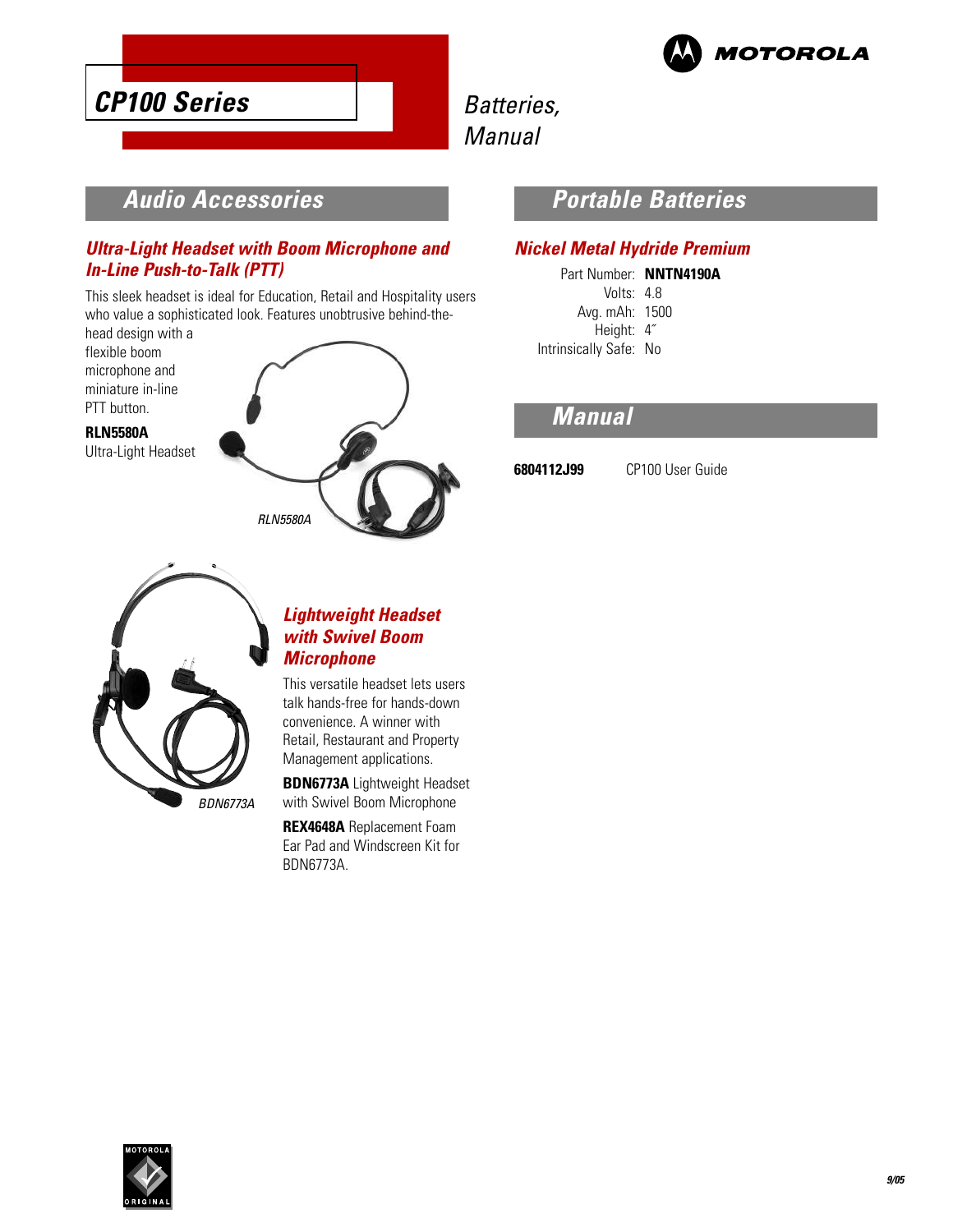# CP100 Series

Batteries, Manual

## Audio Accessories

### Ultra-Light Headset with Boom Microphone and In-Line Push-to-Talk (PTT)

This sleek headset is ideal for Education, Retail and Hospitality users who value a sophisticated look. Features unobtrusive behind-the-head design with a flexible boom microphone and miniature in-line PTT button.

**RLN5580A**
Ultra-Light Headset

*RLN5580A*

### Lightweight Headset with Swivel Boom Microphone

This versatile headset lets users talk hands-free for hands-down convenience. A winner with Retail, Restaurant and Property Management applications.

**BDN6773A** Lightweight Headset with Swivel Boom Microphone

**REX4648A** Replacement Foam Ear Pad and Windscreen Kit for BDN6773A.

*BDN6773A*

## Portable Batteries

### Nickel Metal Hydride Premium

| | |
|---|---|
| Part Number: | **NNTN4190A** |
| Volts: | 4.8 |
| Avg. mAh: | 1500 |
| Height: | 4″ |
| Intrinsically Safe: | No |

## Manual

| | |
|---|---|
| **6804112J99** | CP100 User Guide |